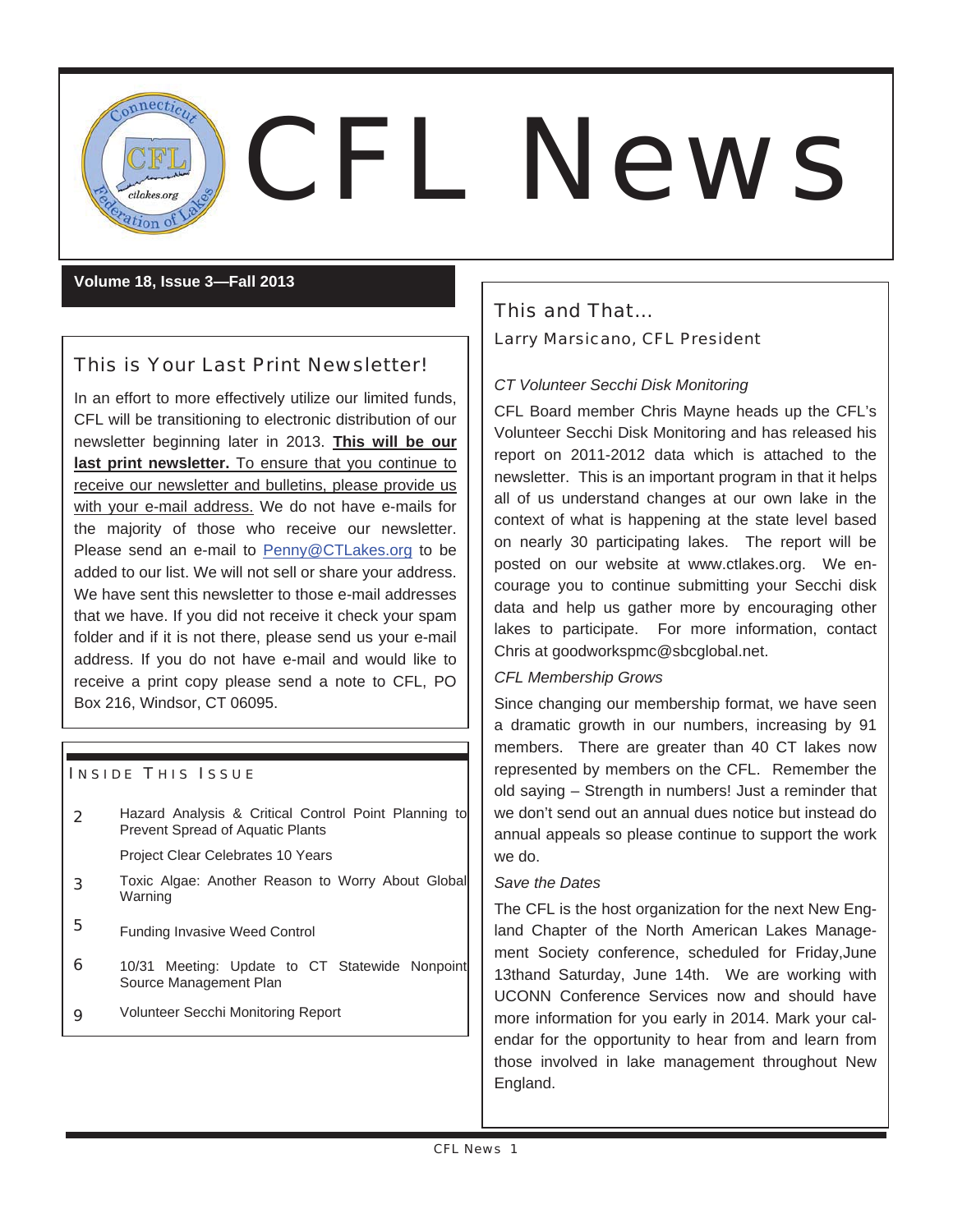# CFL News

**Volume 18, Issue 3—Fall 2013**

## This is Your Last Print Newsletter!

In an effort to more effectively utilize our limited funds, CFL will be transitioning to electronic distribution of our newsletter beginning later in 2013. **This will be our last print newsletter.** To ensure that you continue to receive our newsletter and bulletins, please provide us with your e-mail address. We do not have e-mails for the majority of those who receive our newsletter. Please send an e-mail to Penny@CTLakes.org to be added to our list. We will not sell or share your address. We have sent this newsletter to those e-mail addresses that we have. If you did not receive it check your spam folder and if it is not there, please send us your e-mail address. If you do not have e-mail and would like to receive a print copy please send a note to CFL, PO Box 216, Windsor, CT 06095.

### Inside This Issue

| | |
|---|---|
| 2 | Hazard Analysis & Critical Control Point Planning to Prevent Spread of Aquatic Plants |
| | Project Clear Celebrates 10 Years |
| 3 | Toxic Algae: Another Reason to Worry About Global Warning |
| 5 | Funding Invasive Weed Control |
| 6 | 10/31 Meeting: Update to CT Statewide Nonpoint Source Management Plan |
| 9 | Volunteer Secchi Monitoring Report |

## This and That...

Larry Marsicano, CFL President

*CT Volunteer Secchi Disk Monitoring*

CFL Board member Chris Mayne heads up the CFL's Volunteer Secchi Disk Monitoring and has released his report on 2011-2012 data which is attached to the newsletter. This is an important program in that it helps all of us understand changes at our own lake in the context of what is happening at the state level based on nearly 30 participating lakes. The report will be posted on our website at www.ctlakes.org. We encourage you to continue submitting your Secchi disk data and help us gather more by encouraging other lakes to participate. For more information, contact Chris at goodworkspmc@sbcglobal.net.

*CFL Membership Grows*

Since changing our membership format, we have seen a dramatic growth in our numbers, increasing by 91 members. There are greater than 40 CT lakes now represented by members on the CFL. Remember the old saying – Strength in numbers! Just a reminder that we don't send out an annual dues notice but instead do annual appeals so please continue to support the work we do.

*Save the Dates*

The CFL is the host organization for the next New England Chapter of the North American Lakes Management Society conference, scheduled for Friday,June 13thand Saturday, June 14th. We are working with UCONN Conference Services now and should have more information for you early in 2014. Mark your calendar for the opportunity to hear from and learn from those involved in lake management throughout New England.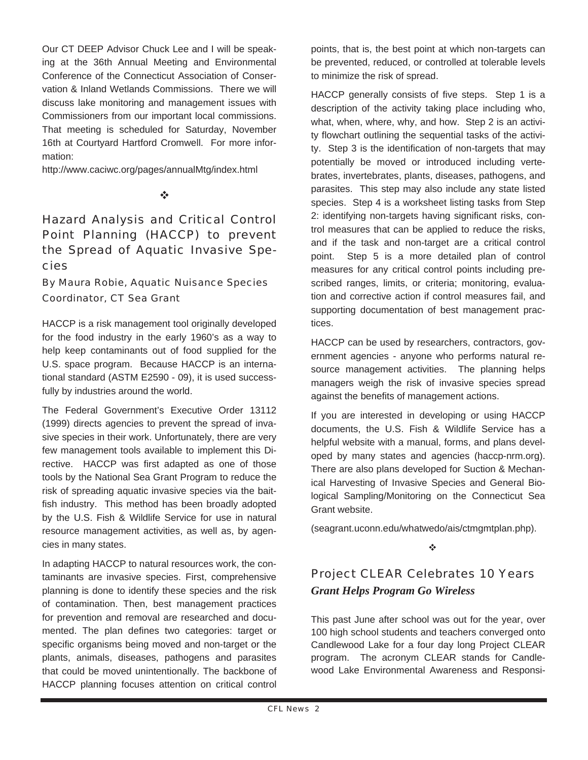Our CT DEEP Advisor Chuck Lee and I will be speaking at the 36th Annual Meeting and Environmental Conference of the Connecticut Association of Conservation & Inland Wetlands Commissions. There we will discuss lake monitoring and management issues with Commissioners from our important local commissions. That meeting is scheduled for Saturday, November 16th at Courtyard Hartford Cromwell. For more information:

http://www.caciwc.org/pages/annualMtg/index.html

❖

## Hazard Analysis and Critical Control Point Planning (HACCP) to prevent the Spread of Aquatic Invasive Species

### By Maura Robie, Aquatic Nuisance Species Coordinator, CT Sea Grant

HACCP is a risk management tool originally developed for the food industry in the early 1960's as a way to help keep contaminants out of food supplied for the U.S. space program. Because HACCP is an international standard (ASTM E2590 - 09), it is used successfully by industries around the world.

The Federal Government's Executive Order 13112 (1999) directs agencies to prevent the spread of invasive species in their work. Unfortunately, there are very few management tools available to implement this Directive. HACCP was first adapted as one of those tools by the National Sea Grant Program to reduce the risk of spreading aquatic invasive species via the baitfish industry. This method has been broadly adopted by the U.S. Fish & Wildlife Service for use in natural resource management activities, as well as, by agencies in many states.

In adapting HACCP to natural resources work, the contaminants are invasive species. First, comprehensive planning is done to identify these species and the risk of contamination. Then, best management practices for prevention and removal are researched and documented. The plan defines two categories: target or specific organisms being moved and non-target or the plants, animals, diseases, pathogens and parasites that could be moved unintentionally. The backbone of HACCP planning focuses attention on critical control points, that is, the best point at which non-targets can be prevented, reduced, or controlled at tolerable levels to minimize the risk of spread.

HACCP generally consists of five steps. Step 1 is a description of the activity taking place including who, what, when, where, why, and how. Step 2 is an activity flowchart outlining the sequential tasks of the activity. Step 3 is the identification of non-targets that may potentially be moved or introduced including vertebrates, invertebrates, plants, diseases, pathogens, and parasites. This step may also include any state listed species. Step 4 is a worksheet listing tasks from Step 2: identifying non-targets having significant risks, control measures that can be applied to reduce the risks, and if the task and non-target are a critical control point. Step 5 is a more detailed plan of control measures for any critical control points including prescribed ranges, limits, or criteria; monitoring, evaluation and corrective action if control measures fail, and supporting documentation of best management practices.

HACCP can be used by researchers, contractors, government agencies - anyone who performs natural resource management activities. The planning helps managers weigh the risk of invasive species spread against the benefits of management actions.

If you are interested in developing or using HACCP documents, the U.S. Fish & Wildlife Service has a helpful website with a manual, forms, and plans developed by many states and agencies (haccp-nrm.org). There are also plans developed for Suction & Mechanical Harvesting of Invasive Species and General Biological Sampling/Monitoring on the Connecticut Sea Grant website.

(seagrant.uconn.edu/whatwedo/ais/ctmgmtplan.php).

❖

## Project CLEAR Celebrates 10 Years

***Grant Helps Program Go Wireless***

This past June after school was out for the year, over 100 high school students and teachers converged onto Candlewood Lake for a four day long Project CLEAR program. The acronym CLEAR stands for Candlewood Lake Environmental Awareness and Responsi-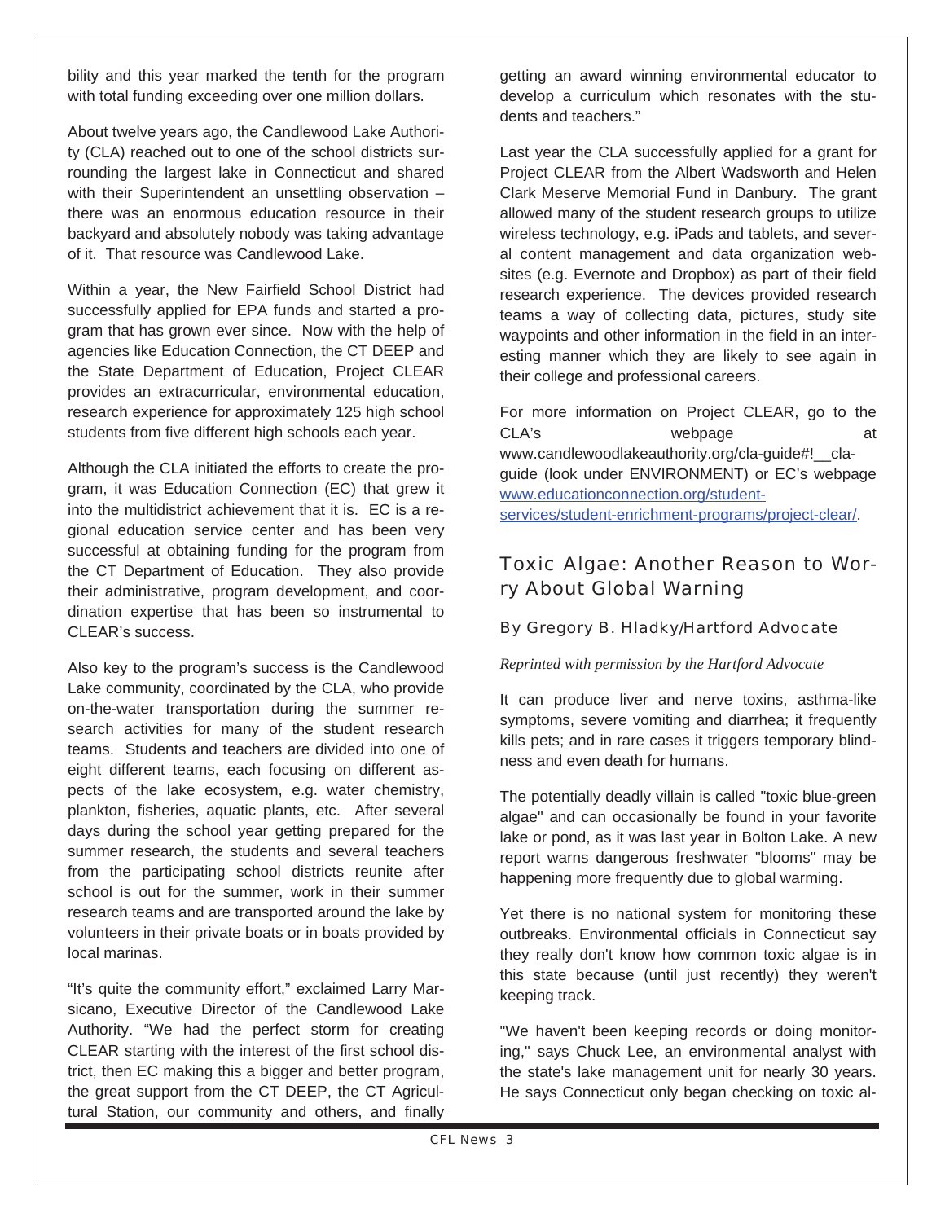bility and this year marked the tenth for the program with total funding exceeding over one million dollars.

About twelve years ago, the Candlewood Lake Authority (CLA) reached out to one of the school districts surrounding the largest lake in Connecticut and shared with their Superintendent an unsettling observation – there was an enormous education resource in their backyard and absolutely nobody was taking advantage of it. That resource was Candlewood Lake.

Within a year, the New Fairfield School District had successfully applied for EPA funds and started a program that has grown ever since. Now with the help of agencies like Education Connection, the CT DEEP and the State Department of Education, Project CLEAR provides an extracurricular, environmental education, research experience for approximately 125 high school students from five different high schools each year.

Although the CLA initiated the efforts to create the program, it was Education Connection (EC) that grew it into the multidistrict achievement that it is. EC is a regional education service center and has been very successful at obtaining funding for the program from the CT Department of Education. They also provide their administrative, program development, and coordination expertise that has been so instrumental to CLEAR's success.

Also key to the program's success is the Candlewood Lake community, coordinated by the CLA, who provide on-the-water transportation during the summer research activities for many of the student research teams. Students and teachers are divided into one of eight different teams, each focusing on different aspects of the lake ecosystem, e.g. water chemistry, plankton, fisheries, aquatic plants, etc. After several days during the school year getting prepared for the summer research, the students and several teachers from the participating school districts reunite after school is out for the summer, work in their summer research teams and are transported around the lake by volunteers in their private boats or in boats provided by local marinas.

"It's quite the community effort," exclaimed Larry Marsicano, Executive Director of the Candlewood Lake Authority. "We had the perfect storm for creating CLEAR starting with the interest of the first school district, then EC making this a bigger and better program, the great support from the CT DEEP, the CT Agricultural Station, our community and others, and finally getting an award winning environmental educator to develop a curriculum which resonates with the students and teachers."

Last year the CLA successfully applied for a grant for Project CLEAR from the Albert Wadsworth and Helen Clark Meserve Memorial Fund in Danbury. The grant allowed many of the student research groups to utilize wireless technology, e.g. iPads and tablets, and several content management and data organization websites (e.g. Evernote and Dropbox) as part of their field research experience. The devices provided research teams a way of collecting data, pictures, study site waypoints and other information in the field in an interesting manner which they are likely to see again in their college and professional careers.

For more information on Project CLEAR, go to the CLA's webpage at www.candlewoodlakeauthority.org/cla-guide#!__cla-guide (look under ENVIRONMENT) or EC's webpage [www.educationconnection.org/student-services/student-enrichment-programs/project-clear/](www.educationconnection.org/student-services/student-enrichment-programs/project-clear/).

## Toxic Algae: Another Reason to Worry About Global Warning

### By Gregory B. Hladky/Hartford Advocate

*Reprinted with permission by the Hartford Advocate*

It can produce liver and nerve toxins, asthma-like symptoms, severe vomiting and diarrhea; it frequently kills pets; and in rare cases it triggers temporary blindness and even death for humans.

The potentially deadly villain is called "toxic blue-green algae" and can occasionally be found in your favorite lake or pond, as it was last year in Bolton Lake. A new report warns dangerous freshwater "blooms" may be happening more frequently due to global warming.

Yet there is no national system for monitoring these outbreaks. Environmental officials in Connecticut say they really don't know how common toxic algae is in this state because (until just recently) they weren't keeping track.

"We haven't been keeping records or doing monitoring," says Chuck Lee, an environmental analyst with the state's lake management unit for nearly 30 years. He says Connecticut only began checking on toxic al-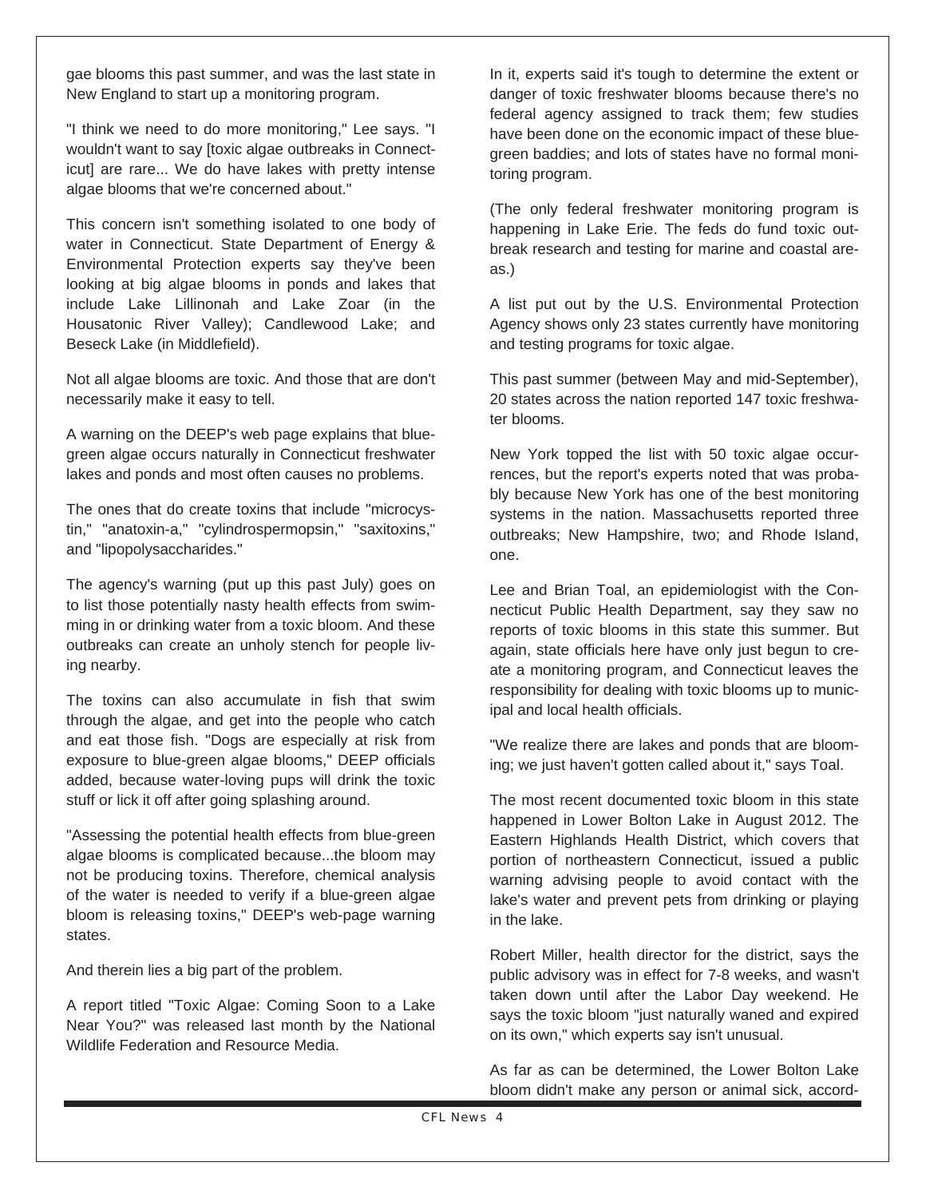gae blooms this past summer, and was the last state in New England to start up a monitoring program.

"I think we need to do more monitoring," Lee says. "I wouldn't want to say [toxic algae outbreaks in Connecticut] are rare... We do have lakes with pretty intense algae blooms that we're concerned about."

This concern isn't something isolated to one body of water in Connecticut. State Department of Energy & Environmental Protection experts say they've been looking at big algae blooms in ponds and lakes that include Lake Lillinonah and Lake Zoar (in the Housatonic River Valley); Candlewood Lake; and Beseck Lake (in Middlefield).

Not all algae blooms are toxic. And those that are don't necessarily make it easy to tell.

A warning on the DEEP's web page explains that blue-green algae occurs naturally in Connecticut freshwater lakes and ponds and most often causes no problems.

The ones that do create toxins that include "microcystin," "anatoxin-a," "cylindrospermopsin," "saxitoxins," and "lipopolysaccharides."

The agency's warning (put up this past July) goes on to list those potentially nasty health effects from swimming in or drinking water from a toxic bloom. And these outbreaks can create an unholy stench for people living nearby.

The toxins can also accumulate in fish that swim through the algae, and get into the people who catch and eat those fish. "Dogs are especially at risk from exposure to blue-green algae blooms," DEEP officials added, because water-loving pups will drink the toxic stuff or lick it off after going splashing around.

"Assessing the potential health effects from blue-green algae blooms is complicated because...the bloom may not be producing toxins. Therefore, chemical analysis of the water is needed to verify if a blue-green algae bloom is releasing toxins," DEEP's web-page warning states.

And therein lies a big part of the problem.

A report titled "Toxic Algae: Coming Soon to a Lake Near You?" was released last month by the National Wildlife Federation and Resource Media.

In it, experts said it's tough to determine the extent or danger of toxic freshwater blooms because there's no federal agency assigned to track them; few studies have been done on the economic impact of these blue-green baddies; and lots of states have no formal monitoring program.

(The only federal freshwater monitoring program is happening in Lake Erie. The feds do fund toxic outbreak research and testing for marine and coastal areas.)

A list put out by the U.S. Environmental Protection Agency shows only 23 states currently have monitoring and testing programs for toxic algae.

This past summer (between May and mid-September), 20 states across the nation reported 147 toxic freshwater blooms.

New York topped the list with 50 toxic algae occurrences, but the report's experts noted that was probably because New York has one of the best monitoring systems in the nation. Massachusetts reported three outbreaks; New Hampshire, two; and Rhode Island, one.

Lee and Brian Toal, an epidemiologist with the Connecticut Public Health Department, say they saw no reports of toxic blooms in this state this summer. But again, state officials here have only just begun to create a monitoring program, and Connecticut leaves the responsibility for dealing with toxic blooms up to municipal and local health officials.

"We realize there are lakes and ponds that are blooming; we just haven't gotten called about it," says Toal.

The most recent documented toxic bloom in this state happened in Lower Bolton Lake in August 2012. The Eastern Highlands Health District, which covers that portion of northeastern Connecticut, issued a public warning advising people to avoid contact with the lake's water and prevent pets from drinking or playing in the lake.

Robert Miller, health director for the district, says the public advisory was in effect for 7-8 weeks, and wasn't taken down until after the Labor Day weekend. He says the toxic bloom "just naturally waned and expired on its own," which experts say isn't unusual.

As far as can be determined, the Lower Bolton Lake bloom didn't make any person or animal sick, accord-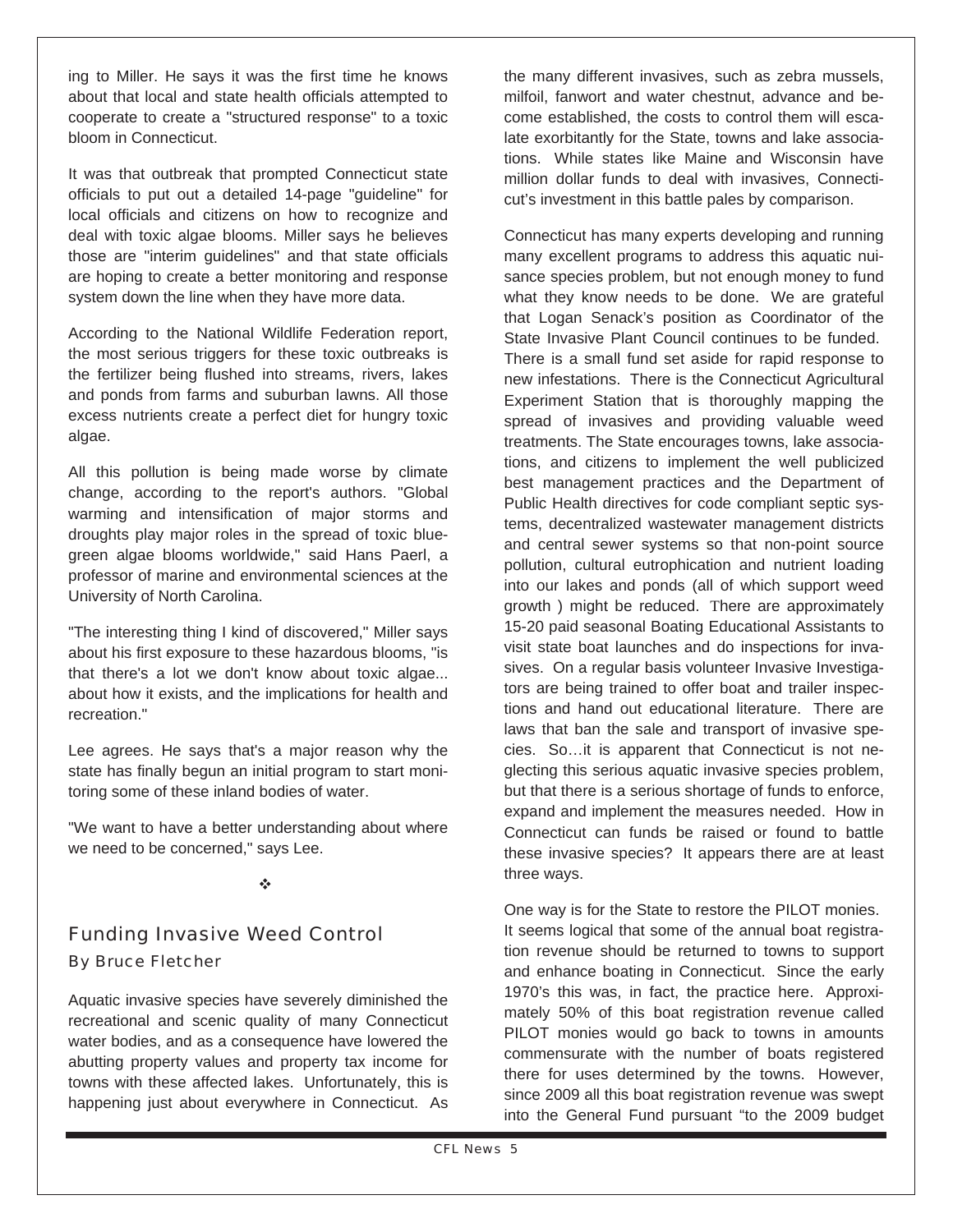ing to Miller. He says it was the first time he knows about that local and state health officials attempted to cooperate to create a "structured response" to a toxic bloom in Connecticut.

It was that outbreak that prompted Connecticut state officials to put out a detailed 14-page "guideline" for local officials and citizens on how to recognize and deal with toxic algae blooms. Miller says he believes those are "interim guidelines" and that state officials are hoping to create a better monitoring and response system down the line when they have more data.

According to the National Wildlife Federation report, the most serious triggers for these toxic outbreaks is the fertilizer being flushed into streams, rivers, lakes and ponds from farms and suburban lawns. All those excess nutrients create a perfect diet for hungry toxic algae.

All this pollution is being made worse by climate change, according to the report's authors. "Global warming and intensification of major storms and droughts play major roles in the spread of toxic blue-green algae blooms worldwide," said Hans Paerl, a professor of marine and environmental sciences at the University of North Carolina.

"The interesting thing I kind of discovered," Miller says about his first exposure to these hazardous blooms, "is that there's a lot we don't know about toxic algae... about how it exists, and the implications for health and recreation."

Lee agrees. He says that's a major reason why the state has finally begun an initial program to start monitoring some of these inland bodies of water.

"We want to have a better understanding about where we need to be concerned," says Lee.

❖

## Funding Invasive Weed Control

### By Bruce Fletcher

Aquatic invasive species have severely diminished the recreational and scenic quality of many Connecticut water bodies, and as a consequence have lowered the abutting property values and property tax income for towns with these affected lakes. Unfortunately, this is happening just about everywhere in Connecticut. As the many different invasives, such as zebra mussels, milfoil, fanwort and water chestnut, advance and become established, the costs to control them will escalate exorbitantly for the State, towns and lake associations. While states like Maine and Wisconsin have million dollar funds to deal with invasives, Connecticut's investment in this battle pales by comparison.

Connecticut has many experts developing and running many excellent programs to address this aquatic nuisance species problem, but not enough money to fund what they know needs to be done. We are grateful that Logan Senack's position as Coordinator of the State Invasive Plant Council continues to be funded. There is a small fund set aside for rapid response to new infestations. There is the Connecticut Agricultural Experiment Station that is thoroughly mapping the spread of invasives and providing valuable weed treatments. The State encourages towns, lake associations, and citizens to implement the well publicized best management practices and the Department of Public Health directives for code compliant septic systems, decentralized wastewater management districts and central sewer systems so that non-point source pollution, cultural eutrophication and nutrient loading into our lakes and ponds (all of which support weed growth ) might be reduced. There are approximately 15-20 paid seasonal Boating Educational Assistants to visit state boat launches and do inspections for invasives. On a regular basis volunteer Invasive Investigators are being trained to offer boat and trailer inspections and hand out educational literature. There are laws that ban the sale and transport of invasive species. So…it is apparent that Connecticut is not neglecting this serious aquatic invasive species problem, but that there is a serious shortage of funds to enforce, expand and implement the measures needed. How in Connecticut can funds be raised or found to battle these invasive species? It appears there are at least three ways.

One way is for the State to restore the PILOT monies. It seems logical that some of the annual boat registration revenue should be returned to towns to support and enhance boating in Connecticut. Since the early 1970's this was, in fact, the practice here. Approximately 50% of this boat registration revenue called PILOT monies would go back to towns in amounts commensurate with the number of boats registered there for uses determined by the towns. However, since 2009 all this boat registration revenue was swept into the General Fund pursuant "to the 2009 budget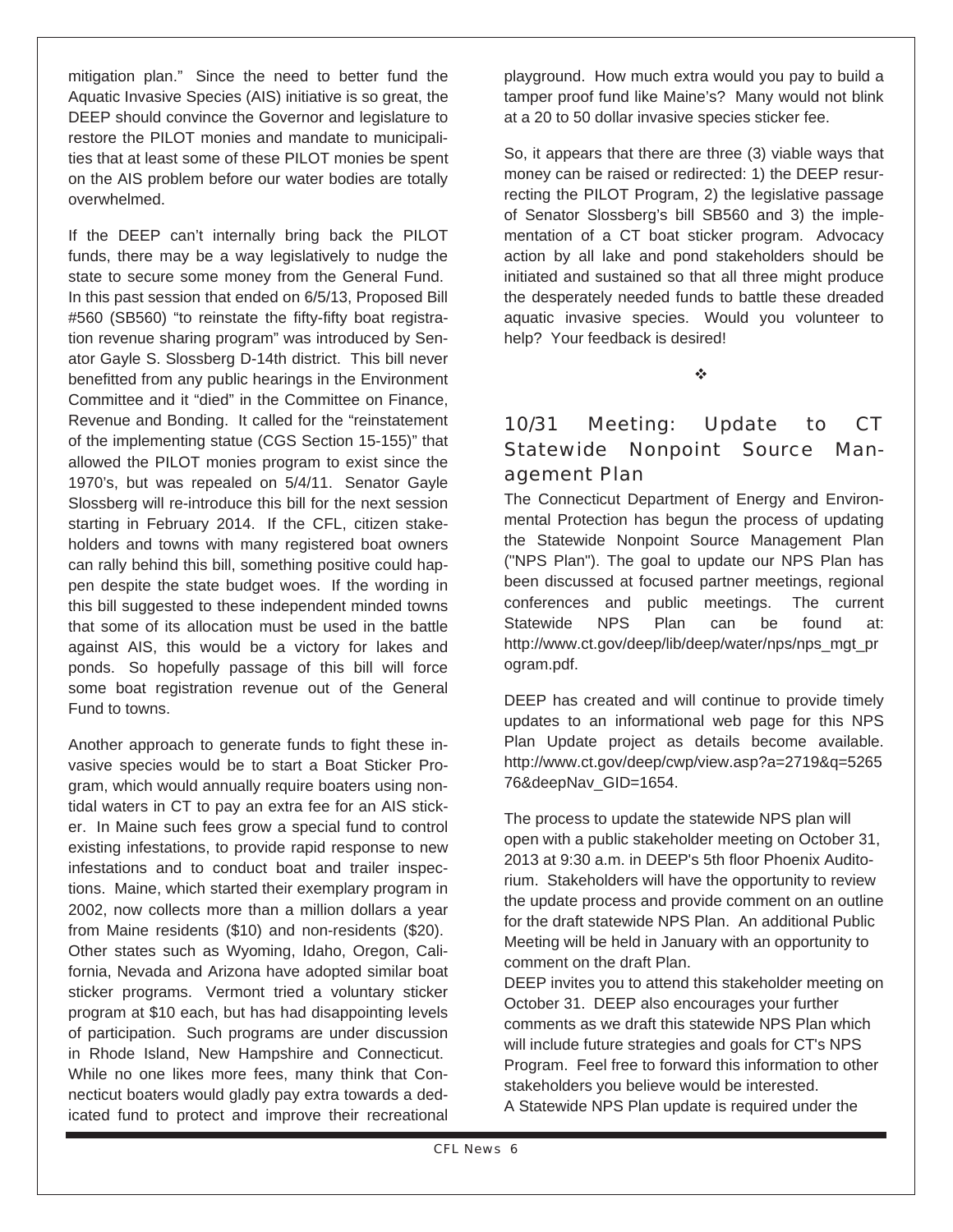mitigation plan." Since the need to better fund the Aquatic Invasive Species (AIS) initiative is so great, the DEEP should convince the Governor and legislature to restore the PILOT monies and mandate to municipalities that at least some of these PILOT monies be spent on the AIS problem before our water bodies are totally overwhelmed.

If the DEEP can't internally bring back the PILOT funds, there may be a way legislatively to nudge the state to secure some money from the General Fund. In this past session that ended on 6/5/13, Proposed Bill #560 (SB560) "to reinstate the fifty-fifty boat registration revenue sharing program" was introduced by Senator Gayle S. Slossberg D-14th district. This bill never benefitted from any public hearings in the Environment Committee and it "died" in the Committee on Finance, Revenue and Bonding. It called for the "reinstatement of the implementing statue (CGS Section 15-155)" that allowed the PILOT monies program to exist since the 1970's, but was repealed on 5/4/11. Senator Gayle Slossberg will re-introduce this bill for the next session starting in February 2014. If the CFL, citizen stakeholders and towns with many registered boat owners can rally behind this bill, something positive could happen despite the state budget woes. If the wording in this bill suggested to these independent minded towns that some of its allocation must be used in the battle against AIS, this would be a victory for lakes and ponds. So hopefully passage of this bill will force some boat registration revenue out of the General Fund to towns.

Another approach to generate funds to fight these invasive species would be to start a Boat Sticker Program, which would annually require boaters using non-tidal waters in CT to pay an extra fee for an AIS sticker. In Maine such fees grow a special fund to control existing infestations, to provide rapid response to new infestations and to conduct boat and trailer inspections. Maine, which started their exemplary program in 2002, now collects more than a million dollars a year from Maine residents ($10) and non-residents ($20). Other states such as Wyoming, Idaho, Oregon, California, Nevada and Arizona have adopted similar boat sticker programs. Vermont tried a voluntary sticker program at $10 each, but has had disappointing levels of participation. Such programs are under discussion in Rhode Island, New Hampshire and Connecticut. While no one likes more fees, many think that Connecticut boaters would gladly pay extra towards a dedicated fund to protect and improve their recreational playground. How much extra would you pay to build a tamper proof fund like Maine's? Many would not blink at a 20 to 50 dollar invasive species sticker fee.

So, it appears that there are three (3) viable ways that money can be raised or redirected: 1) the DEEP resurrecting the PILOT Program, 2) the legislative passage of Senator Slossberg's bill SB560 and 3) the implementation of a CT boat sticker program. Advocacy action by all lake and pond stakeholders should be initiated and sustained so that all three might produce the desperately needed funds to battle these dreaded aquatic invasive species. Would you volunteer to help? Your feedback is desired!

❖

## 10/31 Meeting: Update to CT Statewide Nonpoint Source Management Plan

The Connecticut Department of Energy and Environmental Protection has begun the process of updating the Statewide Nonpoint Source Management Plan ("NPS Plan"). The goal to update our NPS Plan has been discussed at focused partner meetings, regional conferences and public meetings. The current Statewide NPS Plan can be found at: http://www.ct.gov/deep/lib/deep/water/nps/nps_mgt_program.pdf.

DEEP has created and will continue to provide timely updates to an informational web page for this NPS Plan Update project as details become available. http://www.ct.gov/deep/cwp/view.asp?a=2719&q=526576&deepNav_GID=1654.

The process to update the statewide NPS plan will open with a public stakeholder meeting on October 31, 2013 at 9:30 a.m. in DEEP's 5th floor Phoenix Auditorium. Stakeholders will have the opportunity to review the update process and provide comment on an outline for the draft statewide NPS Plan. An additional Public Meeting will be held in January with an opportunity to comment on the draft Plan.

DEEP invites you to attend this stakeholder meeting on October 31. DEEP also encourages your further comments as we draft this statewide NPS Plan which will include future strategies and goals for CT's NPS Program. Feel free to forward this information to other stakeholders you believe would be interested.

A Statewide NPS Plan update is required under the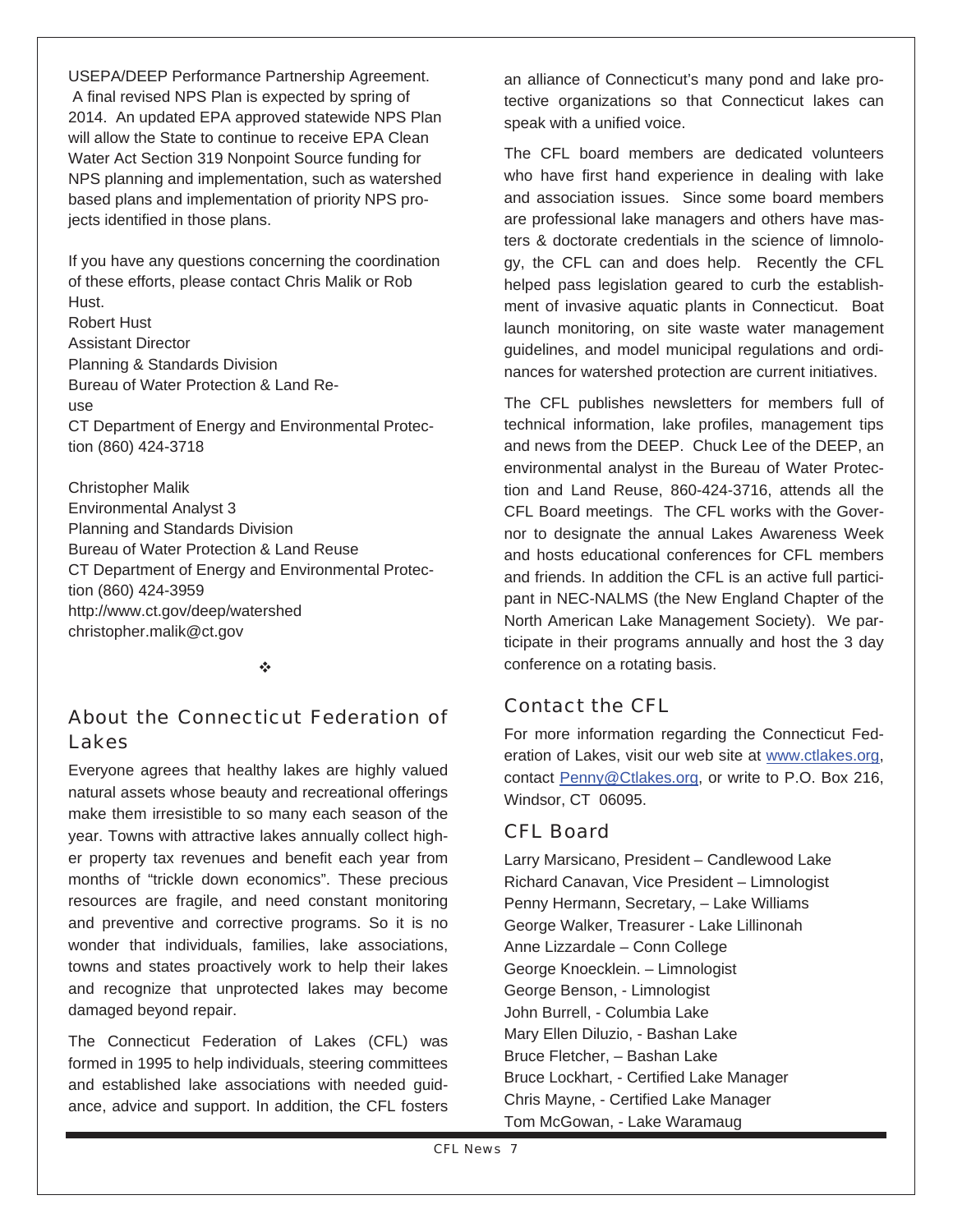USEPA/DEEP Performance Partnership Agreement. A final revised NPS Plan is expected by spring of 2014. An updated EPA approved statewide NPS Plan will allow the State to continue to receive EPA Clean Water Act Section 319 Nonpoint Source funding for NPS planning and implementation, such as watershed based plans and implementation of priority NPS projects identified in those plans.

If you have any questions concerning the coordination of these efforts, please contact Chris Malik or Rob Hust.

Robert Hust
Assistant Director
Planning & Standards Division
Bureau of Water Protection & Land Reuse
CT Department of Energy and Environmental Protection (860) 424-3718

Christopher Malik
Environmental Analyst 3
Planning and Standards Division
Bureau of Water Protection & Land Reuse
CT Department of Energy and Environmental Protection (860) 424-3959
http://www.ct.gov/deep/watershed
christopher.malik@ct.gov

❖

## About the Connecticut Federation of Lakes

Everyone agrees that healthy lakes are highly valued natural assets whose beauty and recreational offerings make them irresistible to so many each season of the year. Towns with attractive lakes annually collect higher property tax revenues and benefit each year from months of "trickle down economics". These precious resources are fragile, and need constant monitoring and preventive and corrective programs. So it is no wonder that individuals, families, lake associations, towns and states proactively work to help their lakes and recognize that unprotected lakes may become damaged beyond repair.

The Connecticut Federation of Lakes (CFL) was formed in 1995 to help individuals, steering committees and established lake associations with needed guidance, advice and support. In addition, the CFL fosters an alliance of Connecticut's many pond and lake protective organizations so that Connecticut lakes can speak with a unified voice.

The CFL board members are dedicated volunteers who have first hand experience in dealing with lake and association issues. Since some board members are professional lake managers and others have masters & doctorate credentials in the science of limnology, the CFL can and does help. Recently the CFL helped pass legislation geared to curb the establishment of invasive aquatic plants in Connecticut. Boat launch monitoring, on site waste water management guidelines, and model municipal regulations and ordinances for watershed protection are current initiatives.

The CFL publishes newsletters for members full of technical information, lake profiles, management tips and news from the DEEP. Chuck Lee of the DEEP, an environmental analyst in the Bureau of Water Protection and Land Reuse, 860-424-3716, attends all the CFL Board meetings. The CFL works with the Governor to designate the annual Lakes Awareness Week and hosts educational conferences for CFL members and friends. In addition the CFL is an active full participant in NEC-NALMS (the New England Chapter of the North American Lake Management Society). We participate in their programs annually and host the 3 day conference on a rotating basis.

## Contact the CFL

For more information regarding the Connecticut Federation of Lakes, visit our web site at www.ctlakes.org, contact Penny@Ctlakes.org, or write to P.O. Box 216, Windsor, CT 06095.

## CFL Board

Larry Marsicano, President – Candlewood Lake
Richard Canavan, Vice President – Limnologist
Penny Hermann, Secretary, – Lake Williams
George Walker, Treasurer - Lake Lillinonah
Anne Lizzardale – Conn College
George Knoecklein. – Limnologist
George Benson, - Limnologist
John Burrell, - Columbia Lake
Mary Ellen Diluzio, - Bashan Lake
Bruce Fletcher, – Bashan Lake
Bruce Lockhart, - Certified Lake Manager
Chris Mayne, - Certified Lake Manager
Tom McGowan, - Lake Waramaug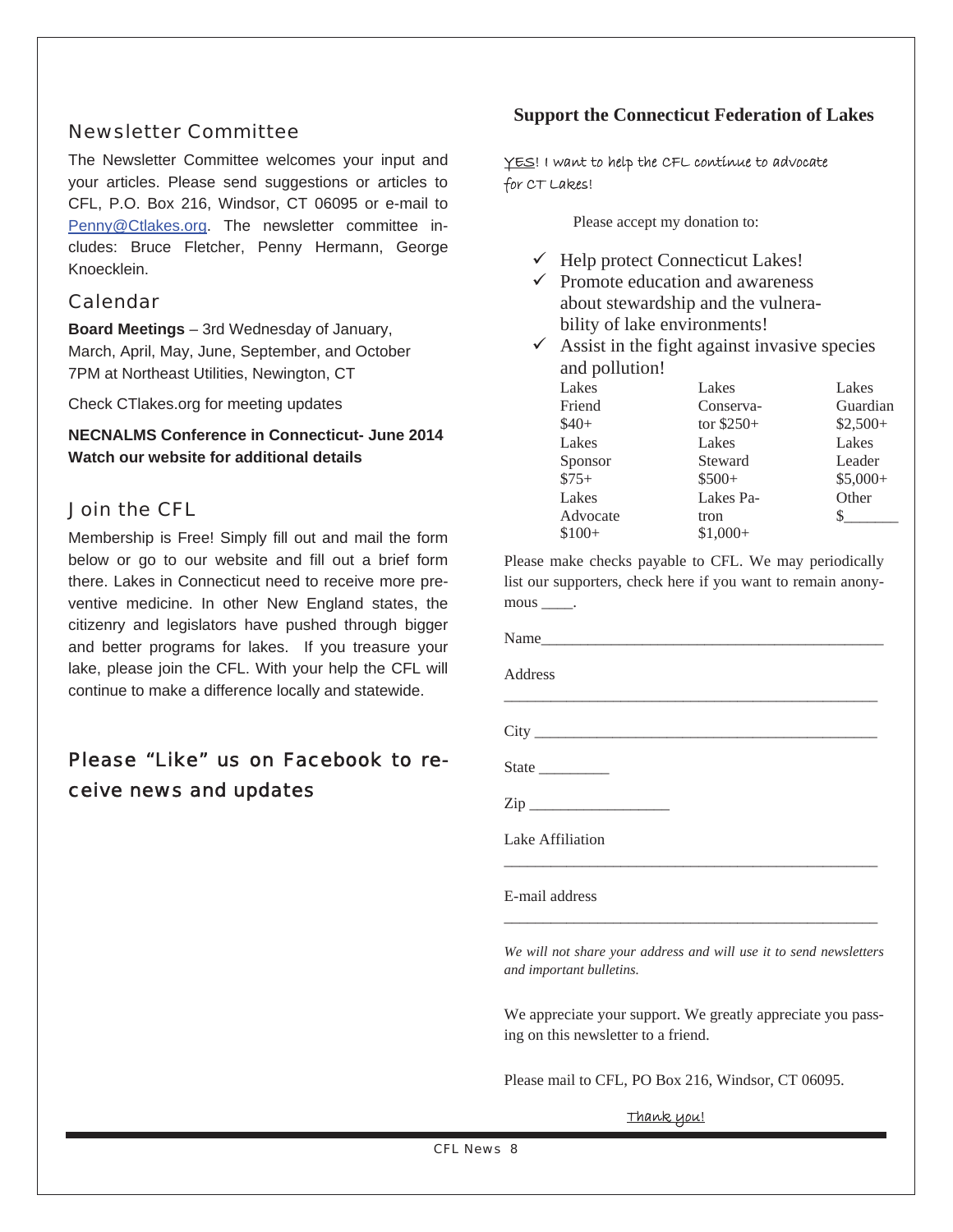## Newsletter Committee

The Newsletter Committee welcomes your input and your articles. Please send suggestions or articles to CFL, P.O. Box 216, Windsor, CT 06095 or e-mail to Penny@Ctlakes.org. The newsletter committee includes: Bruce Fletcher, Penny Hermann, George Knoecklein.

## Calendar

**Board Meetings** – 3rd Wednesday of January, March, April, May, June, September, and October 7PM at Northeast Utilities, Newington, CT

Check CTlakes.org for meeting updates

**NECNALMS Conference in Connecticut- June 2014**
**Watch our website for additional details**

## Join the CFL

Membership is Free! Simply fill out and mail the form below or go to our website and fill out a brief form there. Lakes in Connecticut need to receive more preventive medicine. In other New England states, the citizenry and legislators have pushed through bigger and better programs for lakes. If you treasure your lake, please join the CFL. With your help the CFL will continue to make a difference locally and statewide.

## Please "Like" us on Facebook to receive news and updates

## Support the Connecticut Federation of Lakes

YES! I want to help the CFL continue to advocate for CT Lakes!

Please accept my donation to:

- ✓ Help protect Connecticut Lakes!
- ✓ Promote education and awareness about stewardship and the vulnerability of lake environments!
- ✓ Assist in the fight against invasive species and pollution!

| | | |
|---|---|---|
| Lakes Friend $40+ | Lakes Conservator $250+ | Lakes Guardian $2,500+ |
| Lakes Sponsor $75+ | Lakes Steward $500+ | Lakes Leader $5,000+ |
| Lakes Advocate $100+ | Lakes Patron $1,000+ | Other $_______ |

Please make checks payable to CFL. We may periodically list our supporters, check here if you want to remain anonymous ____.

Name_____________________________________________

Address _____________________________________________

City _____________________________________________

State _________

Zip __________________

Lake Affiliation _____________________________________________

E-mail address _____________________________________________

*We will not share your address and will use it to send newsletters and important bulletins.*

We appreciate your support. We greatly appreciate you passing on this newsletter to a friend.

Please mail to CFL, PO Box 216, Windsor, CT 06095.

Thank you!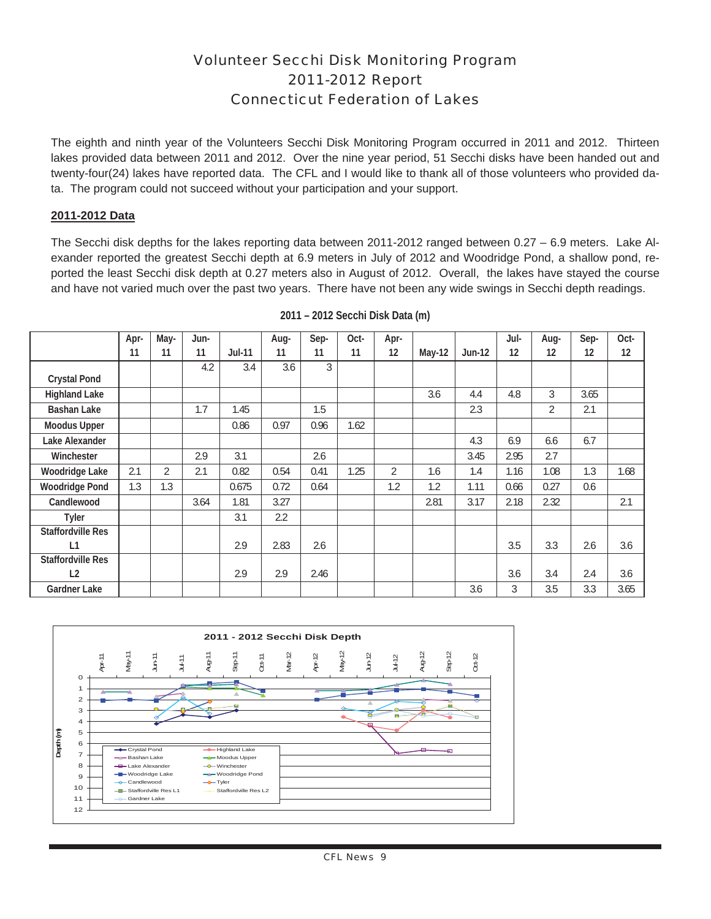# Volunteer Secchi Disk Monitoring Program
## 2011-2012 Report
## Connecticut Federation of Lakes

The eighth and ninth year of the Volunteers Secchi Disk Monitoring Program occurred in 2011 and 2012. Thirteen lakes provided data between 2011 and 2012. Over the nine year period, 51 Secchi disks have been handed out and twenty-four(24) lakes have reported data. The CFL and I would like to thank all of those volunteers who provided data. The program could not succeed without your participation and your support.

### 2011-2012 Data

The Secchi disk depths for the lakes reporting data between 2011-2012 ranged between 0.27 – 6.9 meters. Lake Alexander reported the greatest Secchi depth at 6.9 meters in July of 2012 and Woodridge Pond, a shallow pond, reported the least Secchi disk depth at 0.27 meters also in August of 2012. Overall, the lakes have stayed the course and have not varied much over the past two years. There have not been any wide swings in Secchi depth readings.

**2011 – 2012 Secchi Disk Data (m)**

| | Apr-11 | May-11 | Jun-11 | Jul-11 | Aug-11 | Sep-11 | Oct-11 | Apr-12 | May-12 | Jun-12 | Jul-12 | Aug-12 | Sep-12 | Oct-12 |
|---|---|---|---|---|---|---|---|---|---|---|---|---|---|---|
| Crystal Pond | | | 4.2 | 3.4 | 3.6 | 3 | | | | | | | | |
| Highland Lake | | | | | | | | | 3.6 | 4.4 | 4.8 | 3 | 3.65 | |
| Bashan Lake | | | 1.7 | 1.45 | | 1.5 | | | | 2.3 | | 2 | 2.1 | |
| Moodus Upper | | | | 0.86 | 0.97 | 0.96 | 1.62 | | | | | | | |
| Lake Alexander | | | | | | | | | | 4.3 | 6.9 | 6.6 | 6.7 | |
| Winchester | | | 2.9 | 3.1 | | 2.6 | | | | 3.45 | 2.95 | 2.7 | | |
| Woodridge Lake | 2.1 | 2 | 2.1 | 0.82 | 0.54 | 0.41 | 1.25 | 2 | 1.6 | 1.4 | 1.16 | 1.08 | 1.3 | 1.68 |
| Woodridge Pond | 1.3 | 1.3 | | 0.675 | 0.72 | 0.64 | | 1.2 | 1.2 | 1.11 | 0.66 | 0.27 | 0.6 | |
| Candlewood | | | 3.64 | 1.81 | 3.27 | | | | 2.81 | 3.17 | 2.18 | 2.32 | | 2.1 |
| Tyler | | | | 3.1 | 2.2 | | | | | | | | | |
| Staffordville Res L1 | | | | 2.9 | 2.83 | 2.6 | | | | | 3.5 | 3.3 | 2.6 | 3.6 |
| Staffordville Res L2 | | | | 2.9 | 2.9 | 2.46 | | | | | 3.6 | 3.4 | 2.4 | 3.6 |
| Gardner Lake | | | | | | | | | | 3.6 | 3 | 3.5 | 3.3 | 3.65 |

**2011 - 2012 Secchi Disk Depth**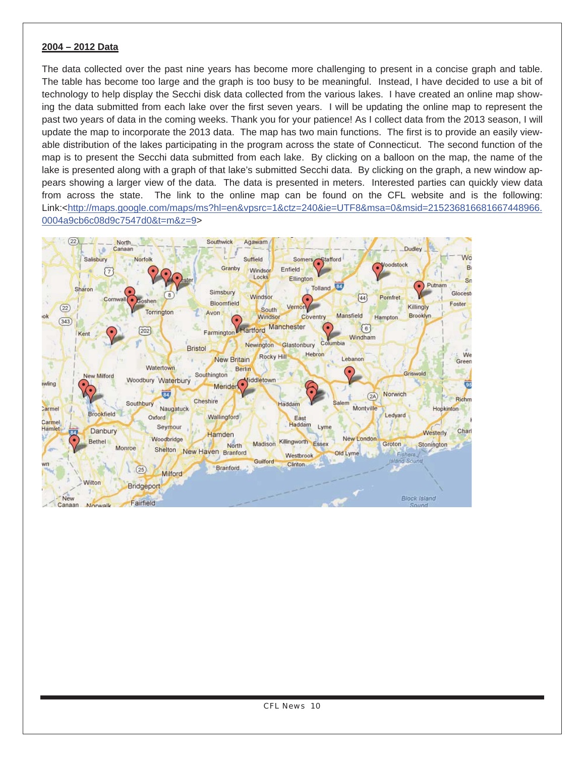**2004 – 2012 Data**

The data collected over the past nine years has become more challenging to present in a concise graph and table. The table has become too large and the graph is too busy to be meaningful. Instead, I have decided to use a bit of technology to help display the Secchi disk data collected from the various lakes. I have created an online map showing the data submitted from each lake over the first seven years. I will be updating the online map to represent the past two years of data in the coming weeks. Thank you for your patience! As I collect data from the 2013 season, I will update the map to incorporate the 2013 data. The map has two main functions. The first is to provide an easily viewable distribution of the lakes participating in the program across the state of Connecticut. The second function of the map is to present the Secchi data submitted from each lake. By clicking on a balloon on the map, the name of the lake is presented along with a graph of that lake's submitted Secchi data. By clicking on the graph, a new window appears showing a larger view of the data. The data is presented in meters. Interested parties can quickly view data from across the state. The link to the online map can be found on the CFL website and is the following: Link:<http://maps.google.com/maps/ms?hl=en&vpsrc=1&ctz=240&ie=UTF8&msa=0&msid=215236816681667448966.0004a9cb6c08d9c7547d0&t=m&z=9>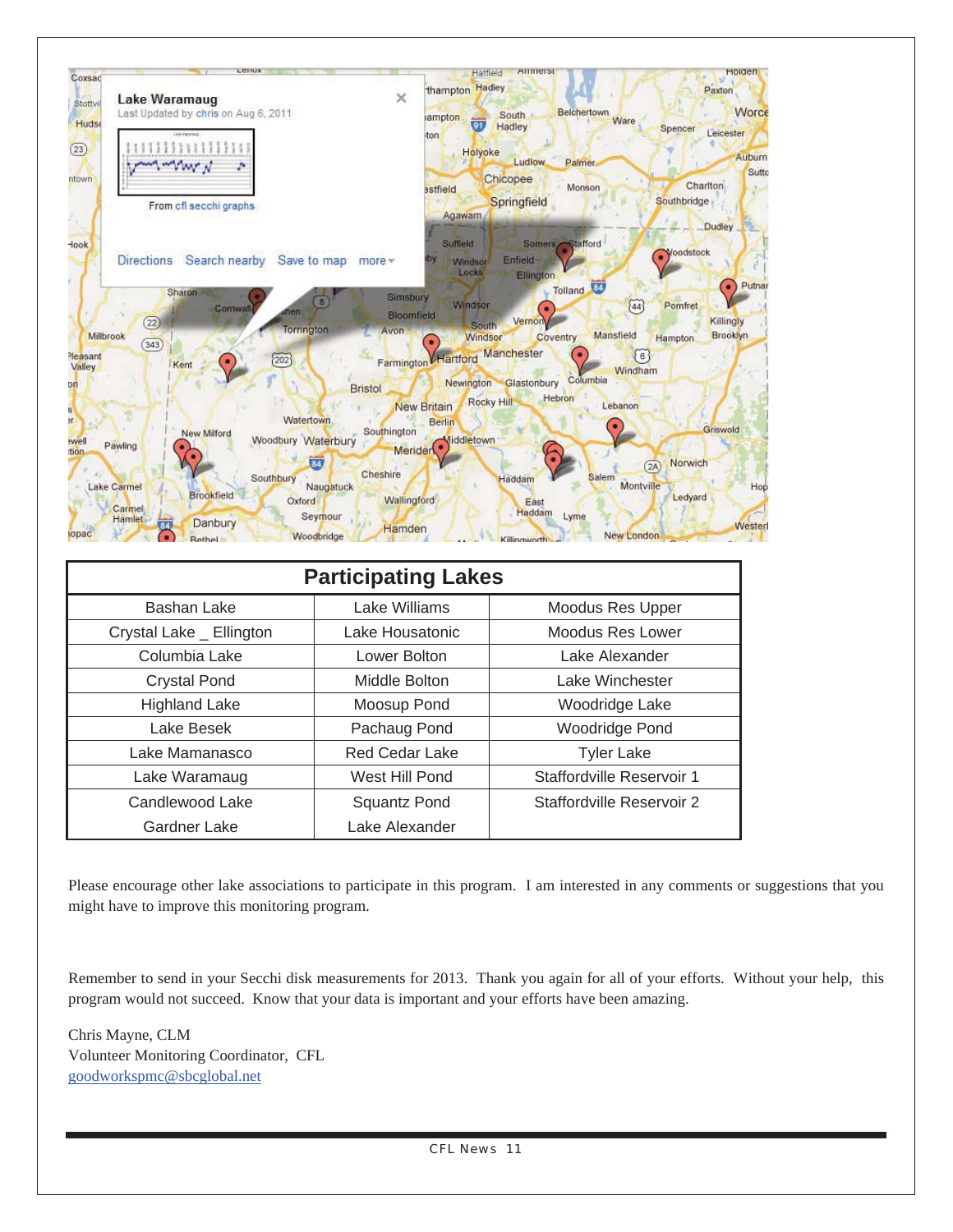| Participating Lakes | | |
|---|---|---|
| Bashan Lake | Lake Williams | Moodus Res Upper |
| Crystal Lake _ Ellington | Lake Housatonic | Moodus Res Lower |
| Columbia Lake | Lower Bolton | Lake Alexander |
| Crystal Pond | Middle Bolton | Lake Winchester |
| Highland Lake | Moosup Pond | Woodridge Lake |
| Lake Besek | Pachaug Pond | Woodridge Pond |
| Lake Mamanasco | Red Cedar Lake | Tyler Lake |
| Lake Waramaug | West Hill Pond | Staffordville Reservoir 1 |
| Candlewood Lake | Squantz Pond | Staffordville Reservoir 2 |
| Gardner Lake | Lake Alexander | |

Please encourage other lake associations to participate in this program. I am interested in any comments or suggestions that you might have to improve this monitoring program.

Remember to send in your Secchi disk measurements for 2013. Thank you again for all of your efforts. Without your help, this program would not succeed. Know that your data is important and your efforts have been amazing.

Chris Mayne, CLM
Volunteer Monitoring Coordinator, CFL
goodworkspmc@sbcglobal.net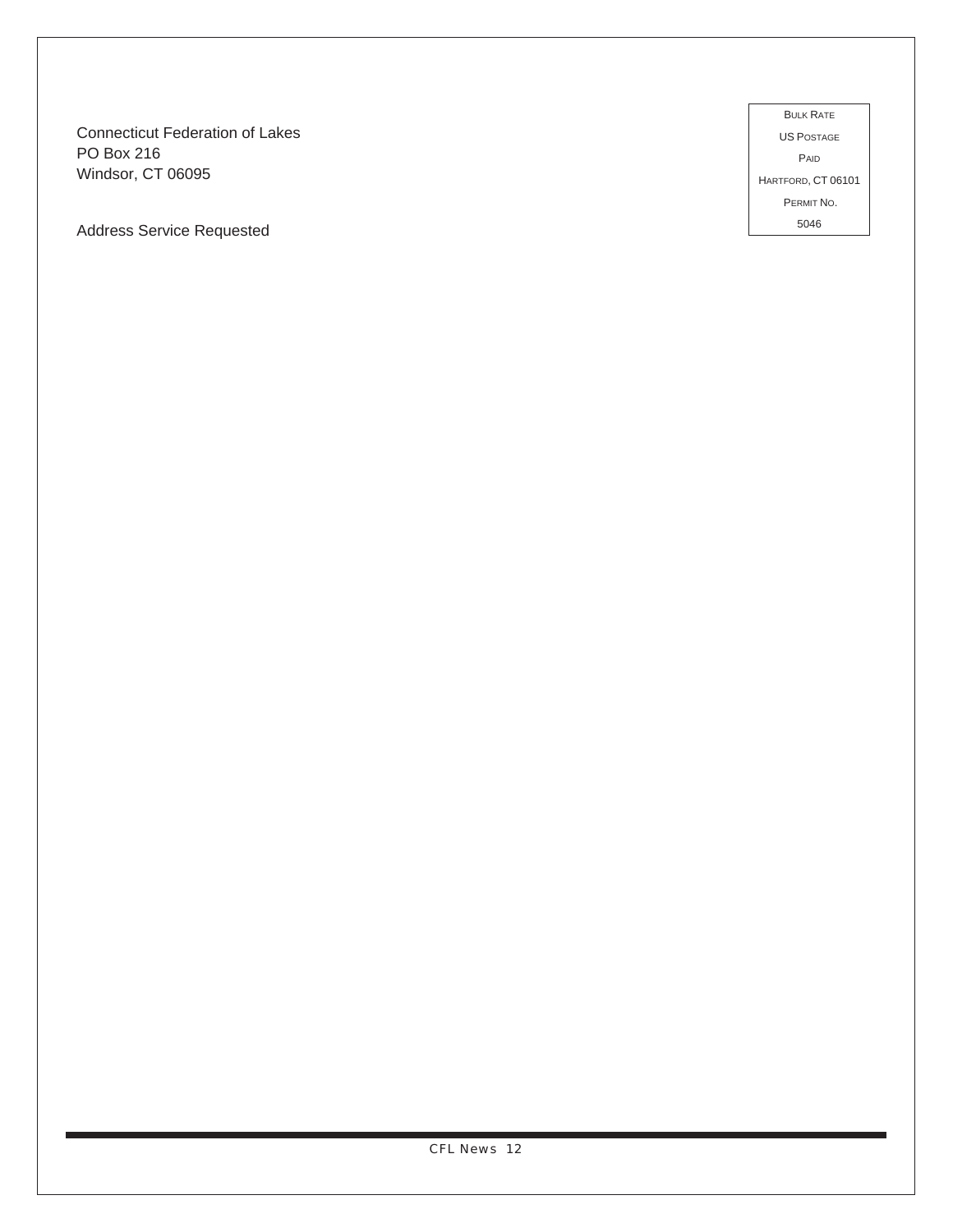Connecticut Federation of Lakes
PO Box 216
Windsor, CT 06095

Address Service Requested

BULK RATE
US POSTAGE
PAID
HARTFORD, CT 06101
PERMIT NO.
5046